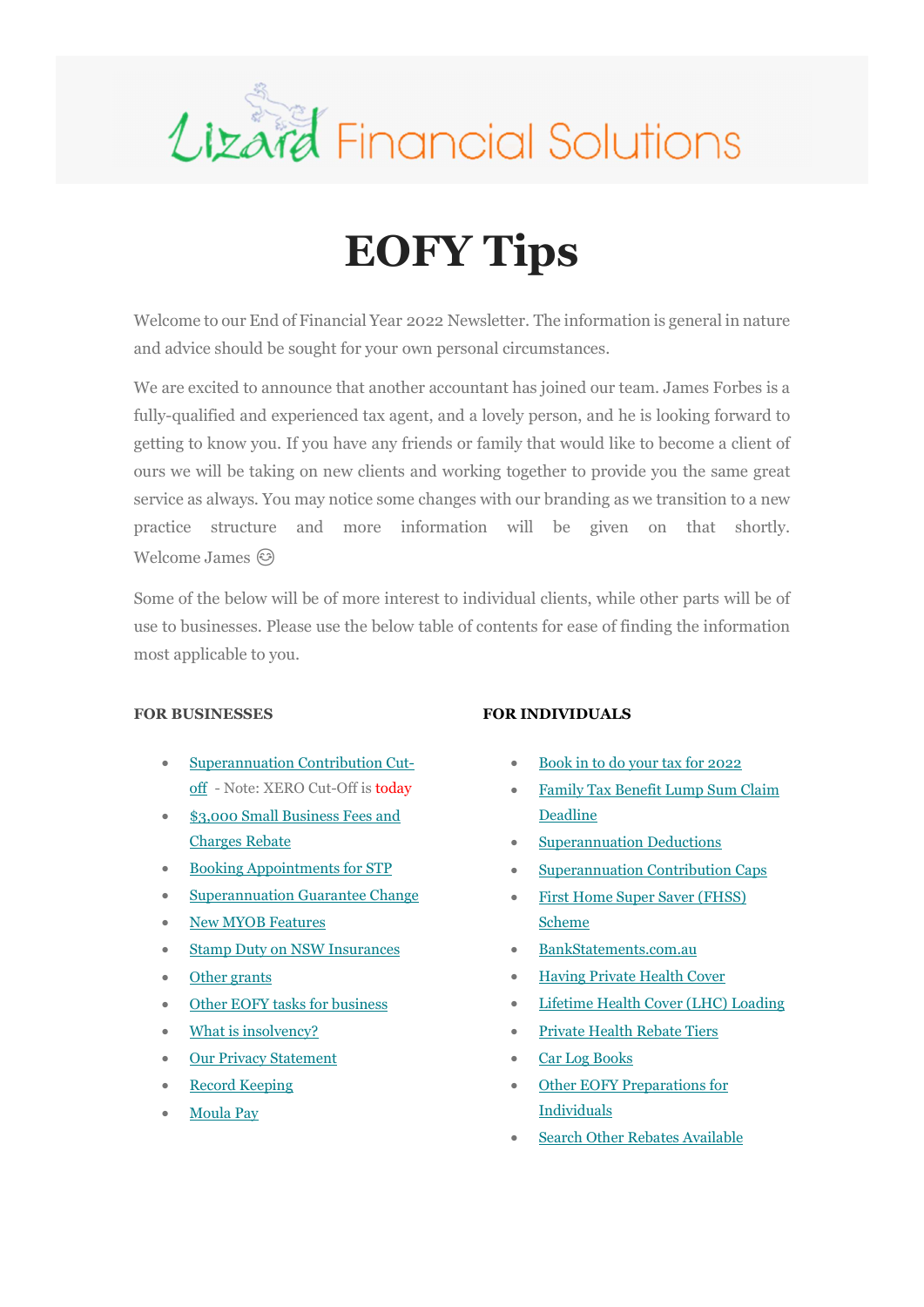Lizard Financial Solutions

# EOFY Tips

Welcome to our End of Financial Year 2022 Newsletter. The information is general in nature and advice should be sought for your own personal circumstances.

We are excited to announce that another accountant has joined our team. James Forbes is a fully-qualified and experienced tax agent, and a lovely person, and he is looking forward to getting to know you. If you have any friends or family that would like to become a client of ours we will be taking on new clients and working together to provide you the same great service as always. You may notice some changes with our branding as we transition to a new practice structure and more information will be given on that shortly. Welcome James 😊

Some of the below will be of more interest to individual clients, while other parts will be of use to businesses. Please use the below table of contents for ease of finding the information most applicable to you.

**FOR BUSINESSES**

- Superannuation Contribution Cut-off - Note: XERO Cut-Off is today
- $3,000 Small Business Fees and Charges Rebate
- Booking Appointments for STP
- Superannuation Guarantee Change
- New MYOB Features
- Stamp Duty on NSW Insurances
- Other grants
- Other EOFY tasks for business
- What is insolvency?
- Our Privacy Statement
- Record Keeping
- Moula Pay

**FOR INDIVIDUALS**

- Book in to do your tax for 2022
- Family Tax Benefit Lump Sum Claim Deadline
- Superannuation Deductions
- Superannuation Contribution Caps
- First Home Super Saver (FHSS) Scheme
- BankStatements.com.au
- Having Private Health Cover
- Lifetime Health Cover (LHC) Loading
- Private Health Rebate Tiers
- Car Log Books
- Other EOFY Preparations for Individuals
- Search Other Rebates Available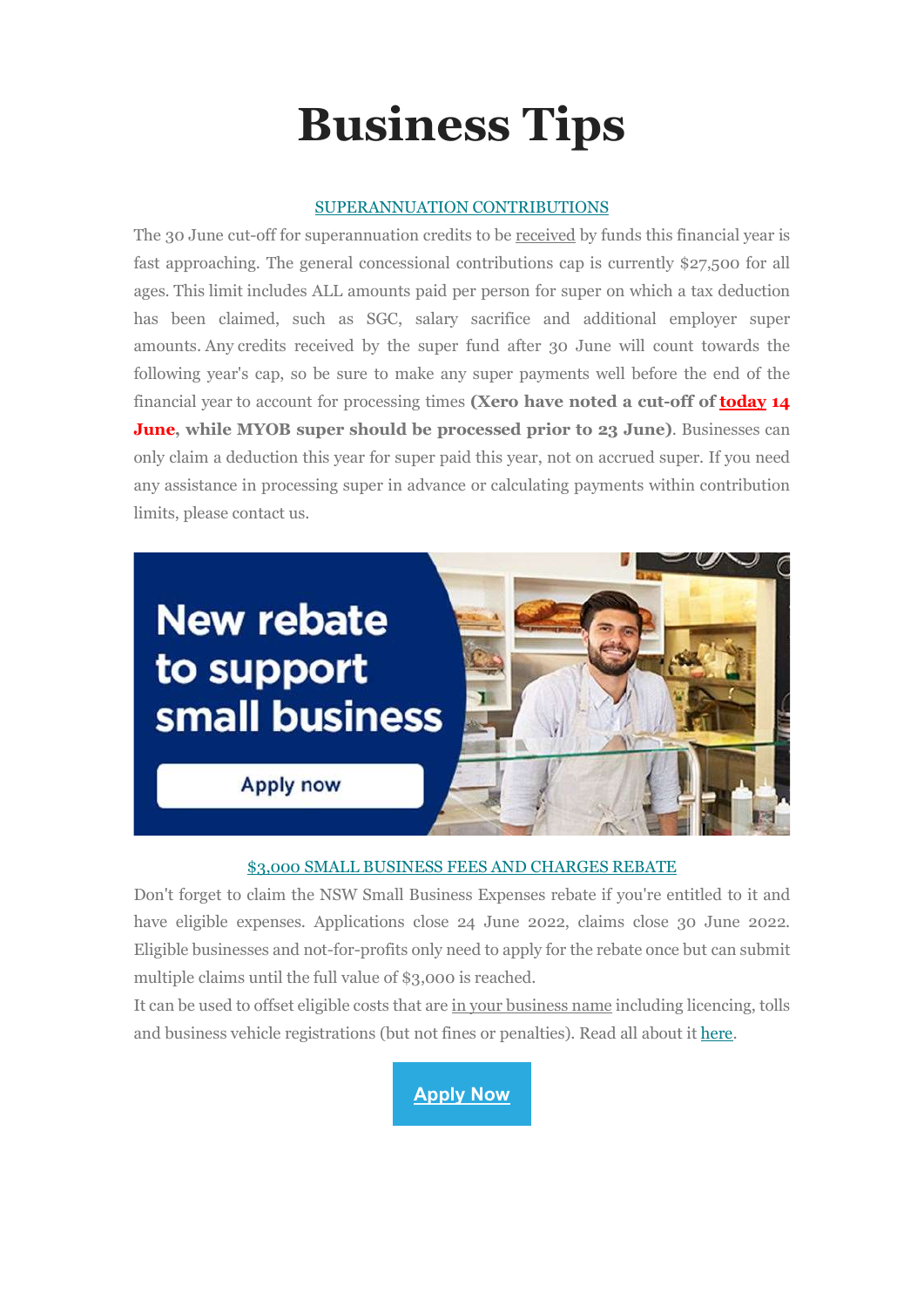# Business Tips

## SUPERANNUATION CONTRIBUTIONS

The 30 June cut-off for superannuation credits to be received by funds this financial year is fast approaching. The general concessional contributions cap is currently $27,500 for all ages. This limit includes ALL amounts paid per person for super on which a tax deduction has been claimed, such as SGC, salary sacrifice and additional employer super amounts. Any credits received by the super fund after 30 June will count towards the following year's cap, so be sure to make any super payments well before the end of the financial year to account for processing times **(Xero have noted a cut-off of today 14 June, while MYOB super should be processed prior to 23 June)**. Businesses can only claim a deduction this year for super paid this year, not on accrued super. If you need any assistance in processing super in advance or calculating payments within contribution limits, please contact us.

## $3,000 SMALL BUSINESS FEES AND CHARGES REBATE

Don't forget to claim the NSW Small Business Expenses rebate if you're entitled to it and have eligible expenses. Applications close 24 June 2022, claims close 30 June 2022. Eligible businesses and not-for-profits only need to apply for the rebate once but can submit multiple claims until the full value of $3,000 is reached.

It can be used to offset eligible costs that are in your business name including licencing, tolls and business vehicle registrations (but not fines or penalties). Read all about it here.

Apply Now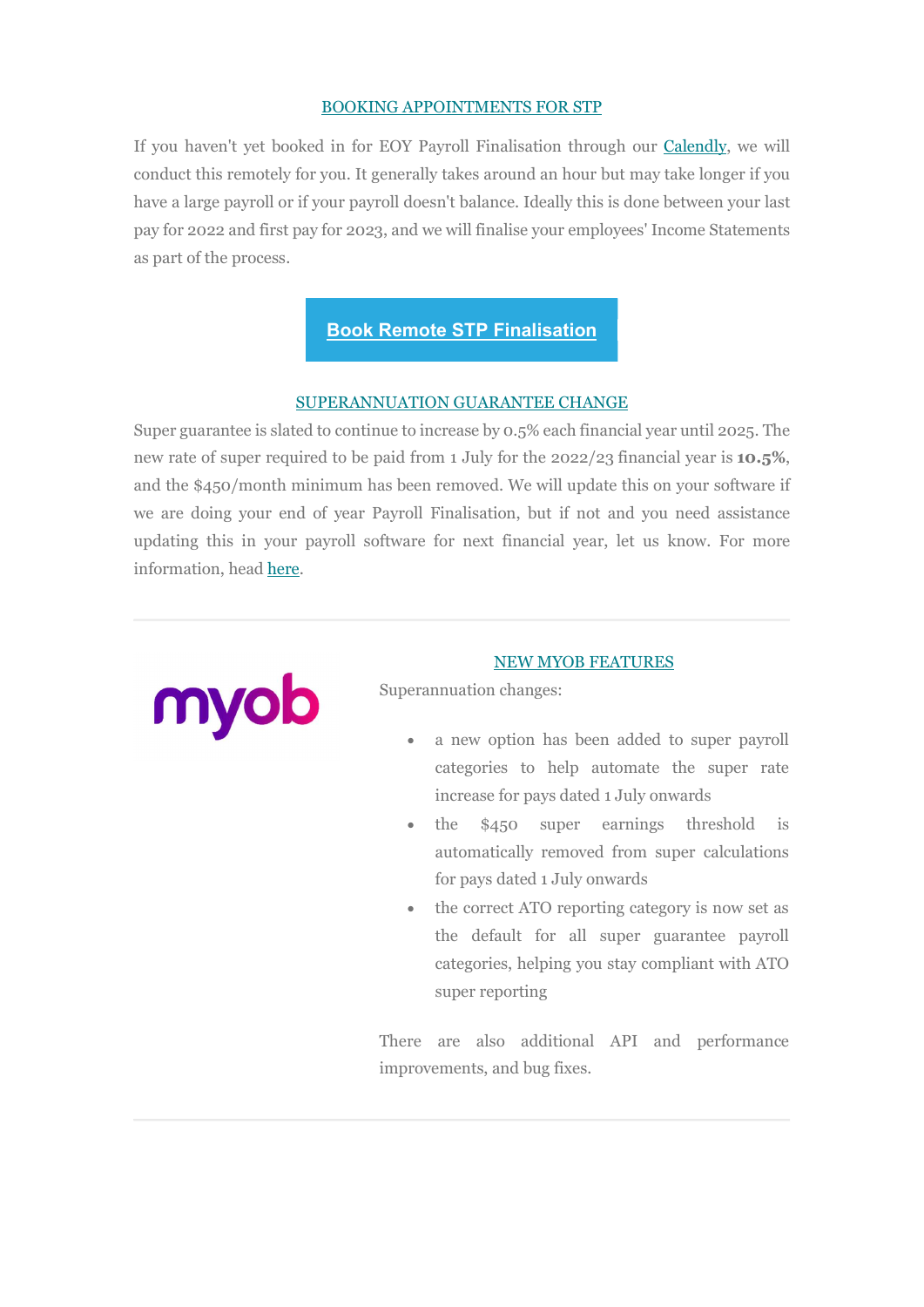## BOOKING APPOINTMENTS FOR STP

If you haven't yet booked in for EOY Payroll Finalisation through our Calendly, we will conduct this remotely for you. It generally takes around an hour but may take longer if you have a large payroll or if your payroll doesn't balance. Ideally this is done between your last pay for 2022 and first pay for 2023, and we will finalise your employees' Income Statements as part of the process.

**Book Remote STP Finalisation**

## SUPERANNUATION GUARANTEE CHANGE

Super guarantee is slated to continue to increase by 0.5% each financial year until 2025. The new rate of super required to be paid from 1 July for the 2022/23 financial year is **10.5%**, and the $450/month minimum has been removed. We will update this on your software if we are doing your end of year Payroll Finalisation, but if not and you need assistance updating this in your payroll software for next financial year, let us know. For more information, head here.

---

## NEW MYOB FEATURES

Superannuation changes:

- a new option has been added to super payroll categories to help automate the super rate increase for pays dated 1 July onwards
- the $450 super earnings threshold is automatically removed from super calculations for pays dated 1 July onwards
- the correct ATO reporting category is now set as the default for all super guarantee payroll categories, helping you stay compliant with ATO super reporting

There are also additional API and performance improvements, and bug fixes.

---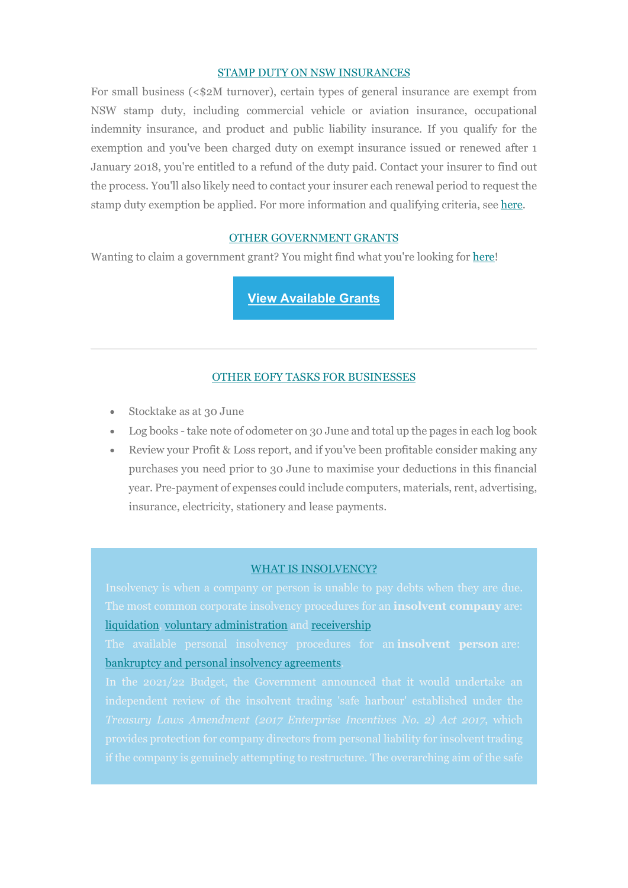## STAMP DUTY ON NSW INSURANCES

For small business (<$2M turnover), certain types of general insurance are exempt from NSW stamp duty, including commercial vehicle or aviation insurance, occupational indemnity insurance, and product and public liability insurance. If you qualify for the exemption and you've been charged duty on exempt insurance issued or renewed after 1 January 2018, you're entitled to a refund of the duty paid. Contact your insurer to find out the process. You'll also likely need to contact your insurer each renewal period to request the stamp duty exemption be applied. For more information and qualifying criteria, see here.

## OTHER GOVERNMENT GRANTS

Wanting to claim a government grant? You might find what you're looking for here!

**View Available Grants**

---

## OTHER EOFY TASKS FOR BUSINESSES

- Stocktake as at 30 June
- Log books - take note of odometer on 30 June and total up the pages in each log book
- Review your Profit & Loss report, and if you've been profitable consider making any purchases you need prior to 30 June to maximise your deductions in this financial year. Pre-payment of expenses could include computers, materials, rent, advertising, insurance, electricity, stationery and lease payments.

## WHAT IS INSOLVENCY?

Insolvency is when a company or person is unable to pay debts when they are due. The most common corporate insolvency procedures for an **insolvent company** are: liquidation, voluntary administration and receivership

The available personal insolvency procedures for an **insolvent person** are: bankruptcy and personal insolvency agreements.

In the 2021/22 Budget, the Government announced that it would undertake an independent review of the insolvent trading 'safe harbour' established under the *Treasury Laws Amendment (2017 Enterprise Incentives No. 2) Act 2017*, which provides protection for company directors from personal liability for insolvent trading if the company is genuinely attempting to restructure. The overarching aim of the safe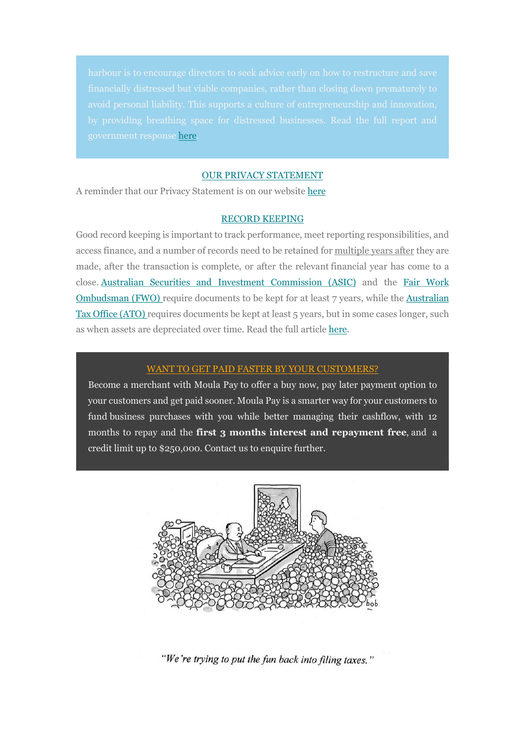harbour is to encourage directors to seek advice early on how to restructure and save financially distressed but viable companies, rather than closing down prematurely to avoid personal liability. This supports a culture of entrepreneurship and innovation, by providing breathing space for distressed businesses. Read the full report and government response here.

## OUR PRIVACY STATEMENT

A reminder that our Privacy Statement is on our website here

## RECORD KEEPING

Good record keeping is important to track performance, meet reporting responsibilities, and access finance, and a number of records need to be retained for multiple years after they are made, after the transaction is complete, or after the relevant financial year has come to a close. Australian Securities and Investment Commission (ASIC) and the Fair Work Ombudsman (FWO) require documents to be kept for at least 7 years, while the Australian Tax Office (ATO) requires documents be kept at least 5 years, but in some cases longer, such as when assets are depreciated over time. Read the full article here.

## WANT TO GET PAID FASTER BY YOUR CUSTOMERS?

Become a merchant with Moula Pay to offer a buy now, pay later payment option to your customers and get paid sooner. Moula Pay is a smarter way for your customers to fund business purchases with you while better managing their cashflow, with 12 months to repay and the **first 3 months interest and repayment free**, and a credit limit up to $250,000. Contact us to enquire further.

*"We're trying to put the fun back into filing taxes."*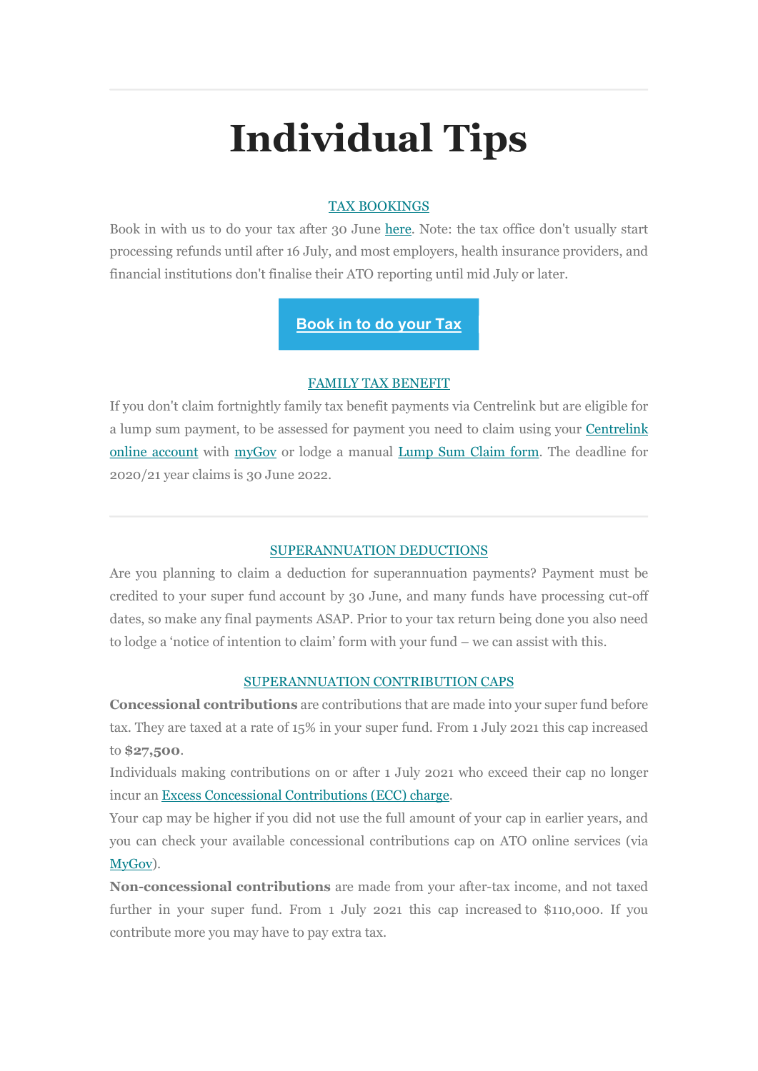# Individual Tips

### TAX BOOKINGS

Book in with us to do your tax after 30 June here. Note: the tax office don't usually start processing refunds until after 16 July, and most employers, health insurance providers, and financial institutions don't finalise their ATO reporting until mid July or later.

Book in to do your Tax

### FAMILY TAX BENEFIT

If you don't claim fortnightly family tax benefit payments via Centrelink but are eligible for a lump sum payment, to be assessed for payment you need to claim using your Centrelink online account with myGov or lodge a manual Lump Sum Claim form. The deadline for 2020/21 year claims is 30 June 2022.

---

### SUPERANNUATION DEDUCTIONS

Are you planning to claim a deduction for superannuation payments? Payment must be credited to your super fund account by 30 June, and many funds have processing cut-off dates, so make any final payments ASAP. Prior to your tax return being done you also need to lodge a 'notice of intention to claim' form with your fund – we can assist with this.

### SUPERANNUATION CONTRIBUTION CAPS

**Concessional contributions** are contributions that are made into your super fund before tax. They are taxed at a rate of 15% in your super fund. From 1 July 2021 this cap increased to **$27,500**.

Individuals making contributions on or after 1 July 2021 who exceed their cap no longer incur an Excess Concessional Contributions (ECC) charge.

Your cap may be higher if you did not use the full amount of your cap in earlier years, and you can check your available concessional contributions cap on ATO online services (via MyGov).

**Non-concessional contributions** are made from your after-tax income, and not taxed further in your super fund. From 1 July 2021 this cap increased to $110,000. If you contribute more you may have to pay extra tax.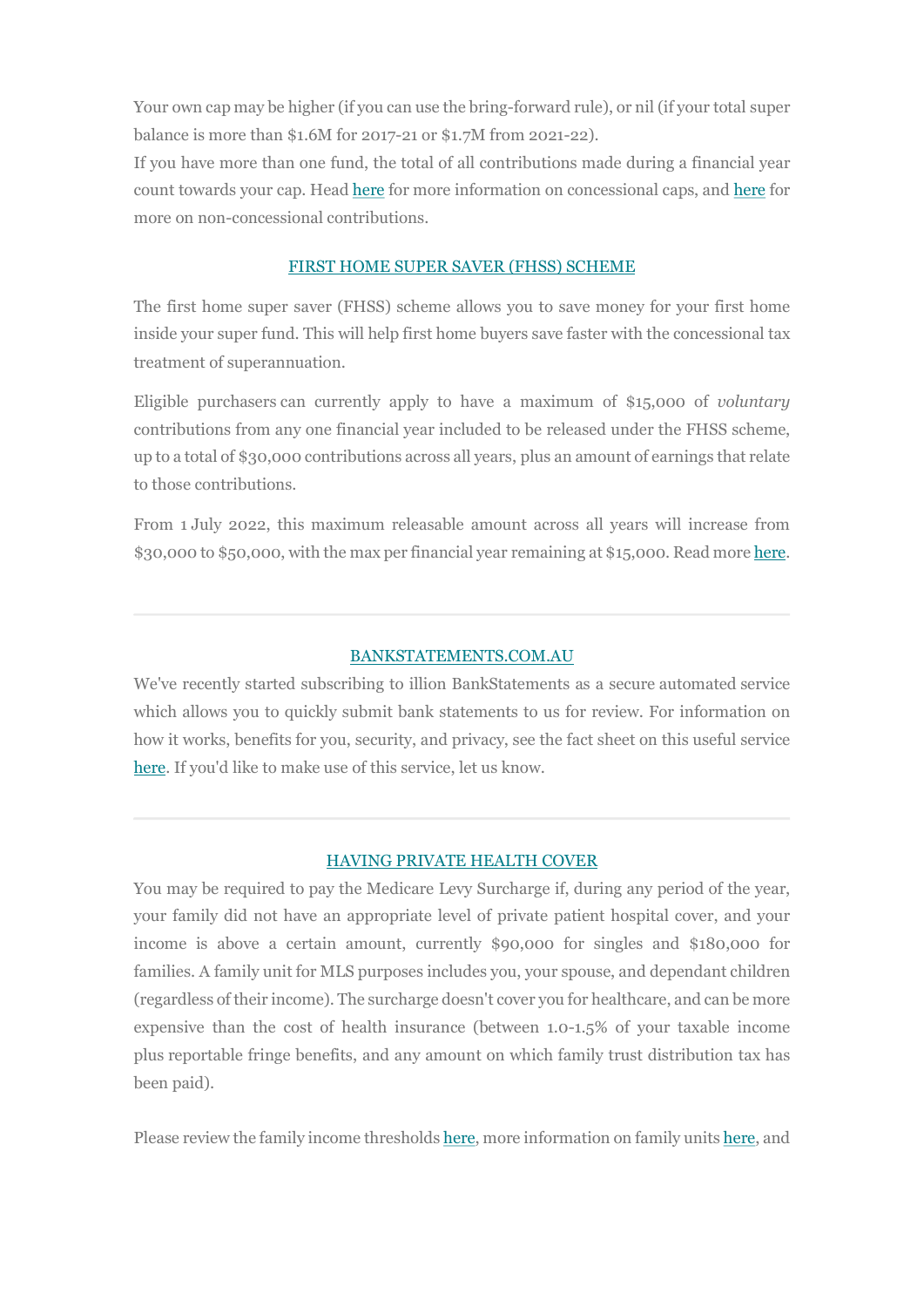Your own cap may be higher (if you can use the bring-forward rule), or nil (if your total super balance is more than $1.6M for 2017-21 or $1.7M from 2021-22).

If you have more than one fund, the total of all contributions made during a financial year count towards your cap. Head here for more information on concessional caps, and here for more on non-concessional contributions.

## FIRST HOME SUPER SAVER (FHSS) SCHEME

The first home super saver (FHSS) scheme allows you to save money for your first home inside your super fund. This will help first home buyers save faster with the concessional tax treatment of superannuation.

Eligible purchasers can currently apply to have a maximum of $15,000 of *voluntary* contributions from any one financial year included to be released under the FHSS scheme, up to a total of $30,000 contributions across all years, plus an amount of earnings that relate to those contributions.

From 1 July 2022, this maximum releasable amount across all years will increase from $30,000 to $50,000, with the max per financial year remaining at $15,000. Read more here.

---

## BANKSTATEMENTS.COM.AU

We've recently started subscribing to illion BankStatements as a secure automated service which allows you to quickly submit bank statements to us for review. For information on how it works, benefits for you, security, and privacy, see the fact sheet on this useful service here. If you'd like to make use of this service, let us know.

---

## HAVING PRIVATE HEALTH COVER

You may be required to pay the Medicare Levy Surcharge if, during any period of the year, your family did not have an appropriate level of private patient hospital cover, and your income is above a certain amount, currently $90,000 for singles and $180,000 for families. A family unit for MLS purposes includes you, your spouse, and dependant children (regardless of their income). The surcharge doesn't cover you for healthcare, and can be more expensive than the cost of health insurance (between 1.0-1.5% of your taxable income plus reportable fringe benefits, and any amount on which family trust distribution tax has been paid).

Please review the family income thresholds here, more information on family units here, and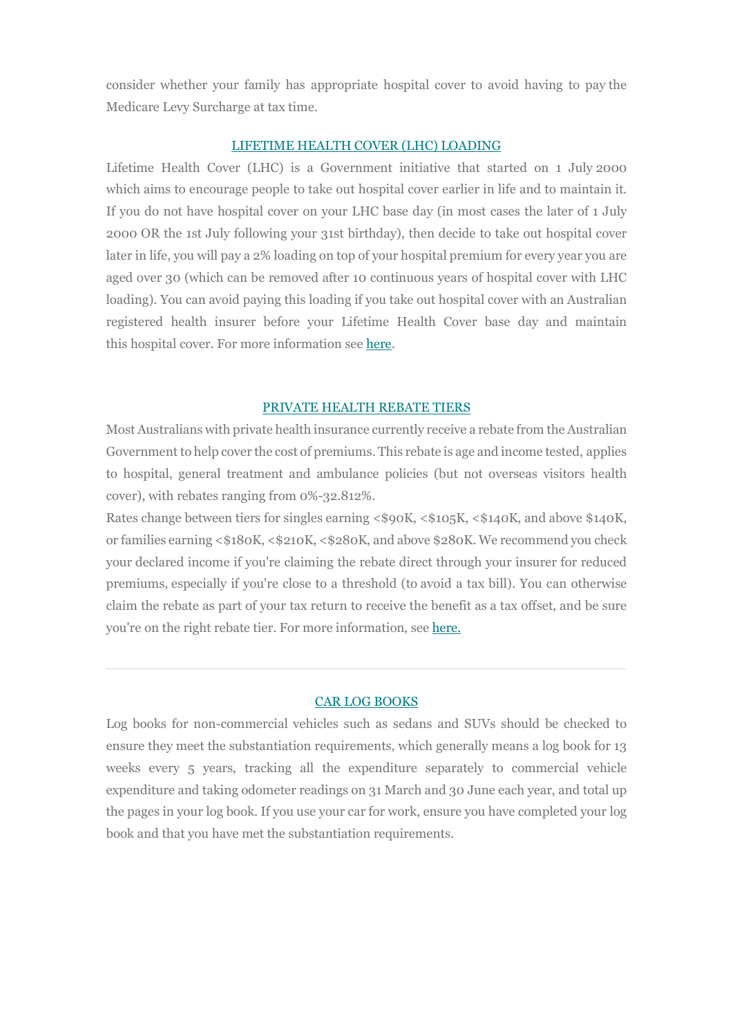consider whether your family has appropriate hospital cover to avoid having to pay the Medicare Levy Surcharge at tax time.

## LIFETIME HEALTH COVER (LHC) LOADING

Lifetime Health Cover (LHC) is a Government initiative that started on 1 July 2000 which aims to encourage people to take out hospital cover earlier in life and to maintain it. If you do not have hospital cover on your LHC base day (in most cases the later of 1 July 2000 OR the 1st July following your 31st birthday), then decide to take out hospital cover later in life, you will pay a 2% loading on top of your hospital premium for every year you are aged over 30 (which can be removed after 10 continuous years of hospital cover with LHC loading). You can avoid paying this loading if you take out hospital cover with an Australian registered health insurer before your Lifetime Health Cover base day and maintain this hospital cover. For more information see here.

## PRIVATE HEALTH REBATE TIERS

Most Australians with private health insurance currently receive a rebate from the Australian Government to help cover the cost of premiums. This rebate is age and income tested, applies to hospital, general treatment and ambulance policies (but not overseas visitors health cover), with rebates ranging from 0%-32.812%.

Rates change between tiers for singles earning <$90K, <$105K, <$140K, and above $140K, or families earning <$180K, <$210K, <$280K, and above $280K. We recommend you check your declared income if you're claiming the rebate direct through your insurer for reduced premiums, especially if you're close to a threshold (to avoid a tax bill). You can otherwise claim the rebate as part of your tax return to receive the benefit as a tax offset, and be sure you're on the right rebate tier. For more information, see here.

---

## CAR LOG BOOKS

Log books for non-commercial vehicles such as sedans and SUVs should be checked to ensure they meet the substantiation requirements, which generally means a log book for 13 weeks every 5 years, tracking all the expenditure separately to commercial vehicle expenditure and taking odometer readings on 31 March and 30 June each year, and total up the pages in your log book. If you use your car for work, ensure you have completed your log book and that you have met the substantiation requirements.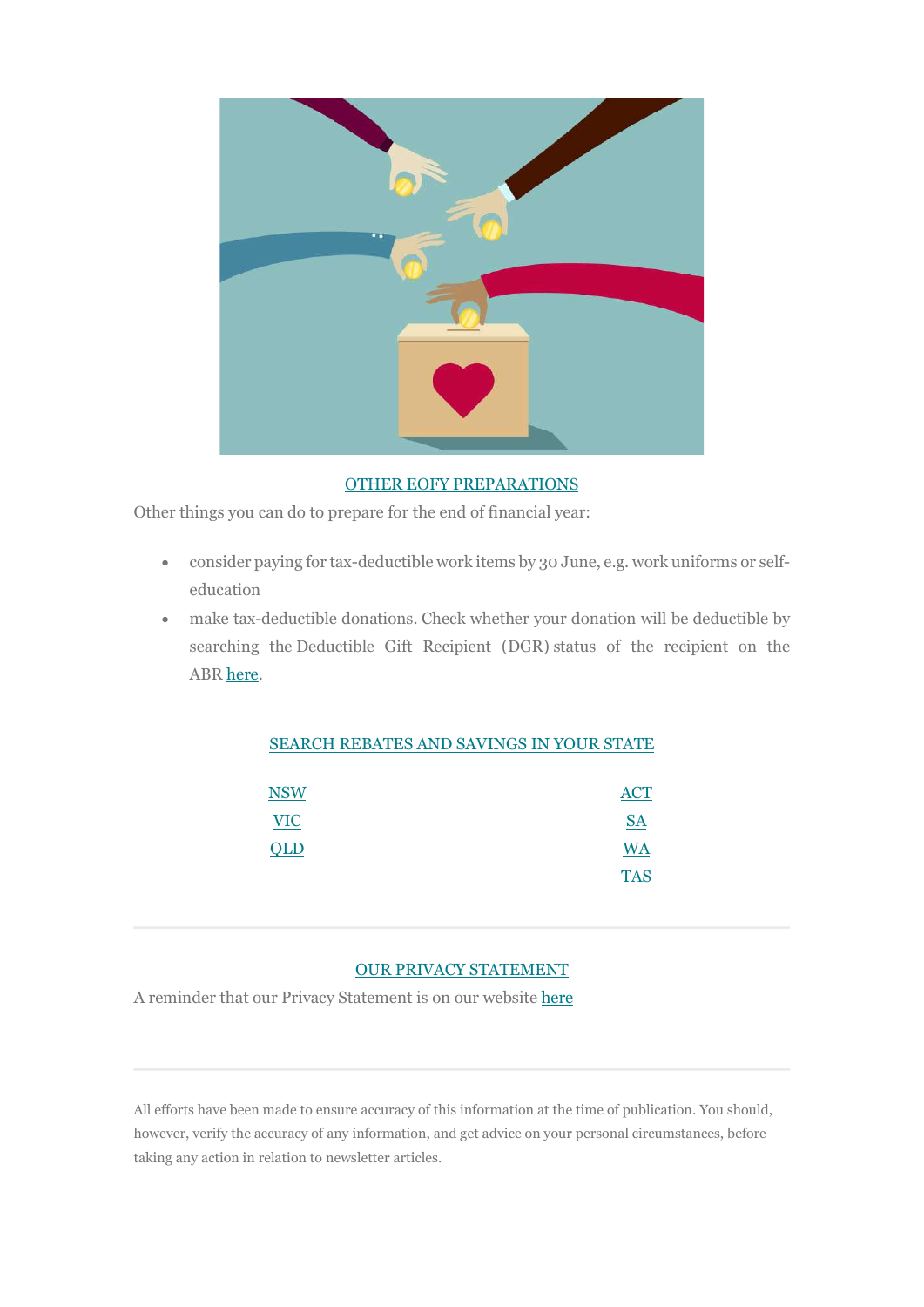## OTHER EOFY PREPARATIONS

Other things you can do to prepare for the end of financial year:

- consider paying for tax-deductible work items by 30 June, e.g. work uniforms or self-education
- make tax-deductible donations. Check whether your donation will be deductible by searching the Deductible Gift Recipient (DGR) status of the recipient on the ABR here.

## SEARCH REBATES AND SAVINGS IN YOUR STATE

| | |
|---|---|
| NSW | ACT |
| VIC | SA |
| QLD | WA |
| | TAS |

## OUR PRIVACY STATEMENT

A reminder that our Privacy Statement is on our website here

All efforts have been made to ensure accuracy of this information at the time of publication. You should, however, verify the accuracy of any information, and get advice on your personal circumstances, before taking any action in relation to newsletter articles.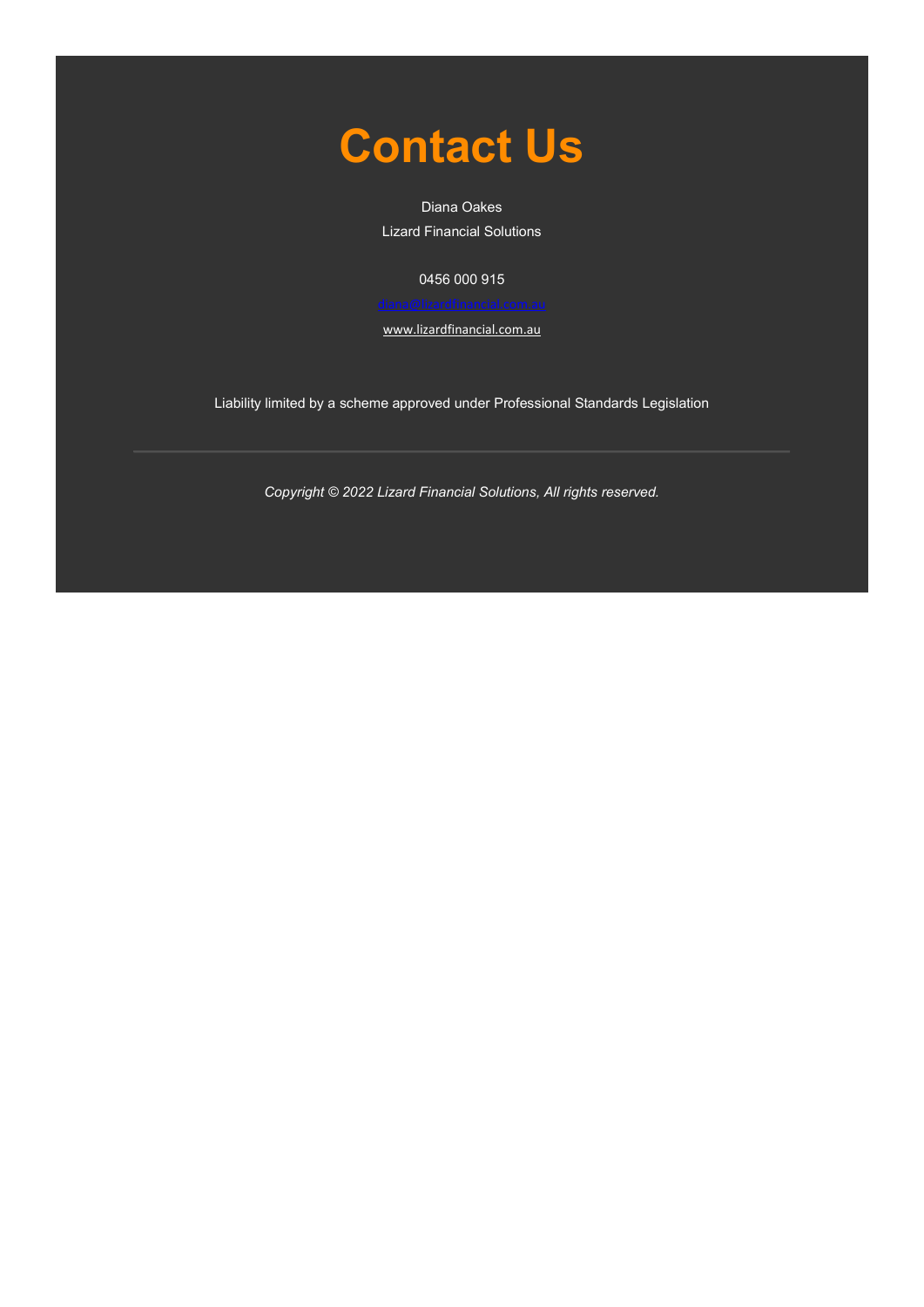# Contact Us

Diana Oakes
Lizard Financial Solutions

0456 000 915

diana@lizardfinancial.com.au

www.lizardfinancial.com.au

Liability limited by a scheme approved under Professional Standards Legislation

---

*Copyright © 2022 Lizard Financial Solutions, All rights reserved.*